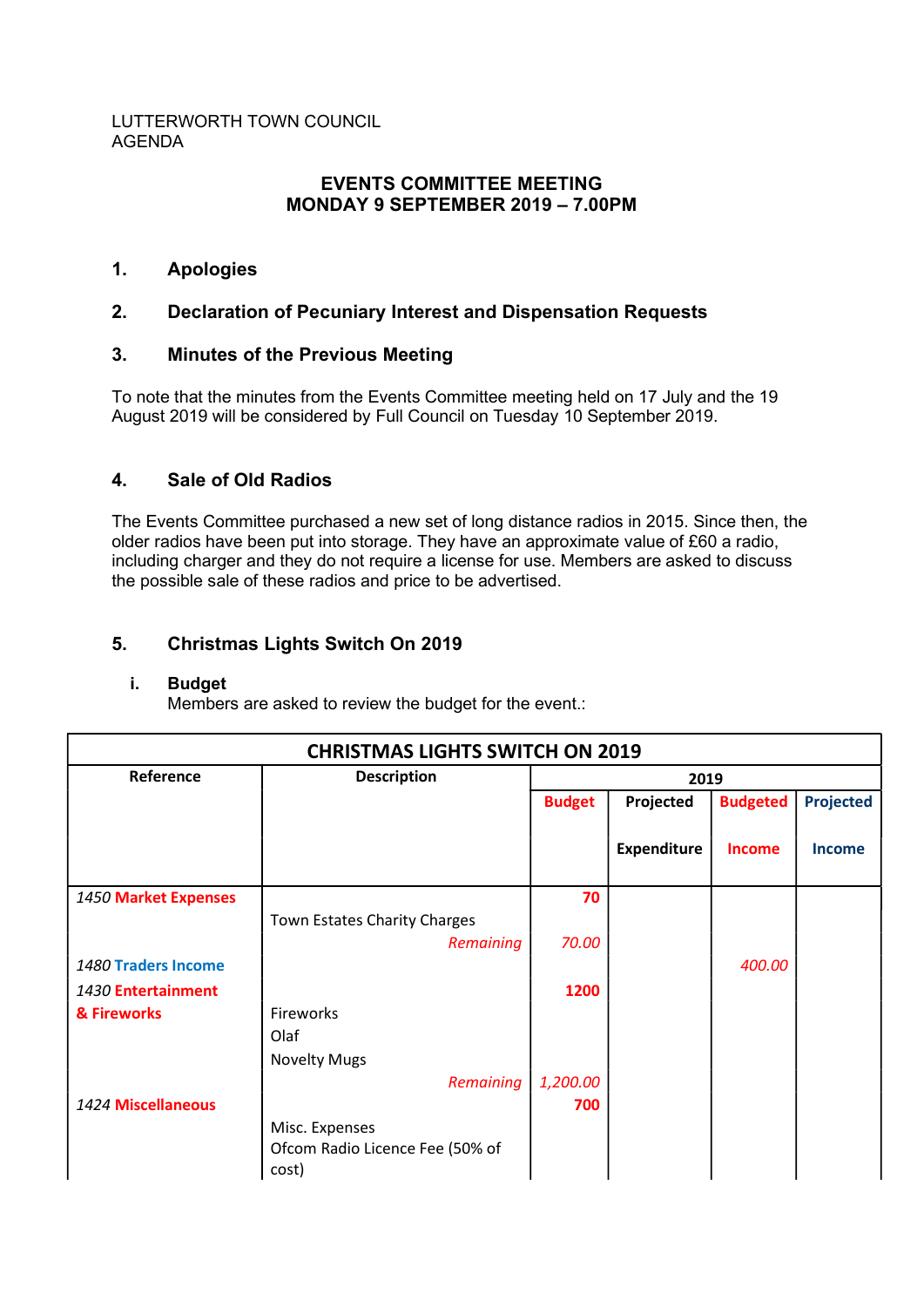LUTTERWORTH TOWN COUNCIL
AGENDA

**EVENTS COMMITTEE MEETING**
**MONDAY 9 SEPTEMBER 2019 – 7.00PM**

## 1. Apologies

## 2. Declaration of Pecuniary Interest and Dispensation Requests

## 3. Minutes of the Previous Meeting

To note that the minutes from the Events Committee meeting held on 17 July and the 19 August 2019 will be considered by Full Council on Tuesday 10 September 2019.

## 4. Sale of Old Radios

The Events Committee purchased a new set of long distance radios in 2015. Since then, the older radios have been put into storage. They have an approximate value of £60 a radio, including charger and they do not require a license for use. Members are asked to discuss the possible sale of these radios and price to be advertised.

## 5. Christmas Lights Switch On 2019

### i. Budget

Members are asked to review the budget for the event.:

| CHRISTMAS LIGHTS SWITCH ON 2019 | | | | | | |
|---|---|---|---|---|---|---|
| **Reference** | **Description** | **2019** | | | | |
| | | **Budget** | **Projected Expenditure** | **Budgeted Income** | **Projected Income** |
| *1450* **Market Expenses** | | **70** | | | |
| | Town Estates Charity Charges | | | | |
| | *Remaining* | *70.00* | | | |
| *1480* **Traders Income** | | | | *400.00* | |
| *1430* **Entertainment & Fireworks** | | **1200** | | | |
| | Fireworks | | | | |
| | Olaf | | | | |
| | Novelty Mugs | | | | |
| | *Remaining* | *1,200.00* | | | |
| *1424* **Miscellaneous** | | **700** | | | |
| | Misc. Expenses | | | | |
| | Ofcom Radio Licence Fee (50% of cost) | | | | |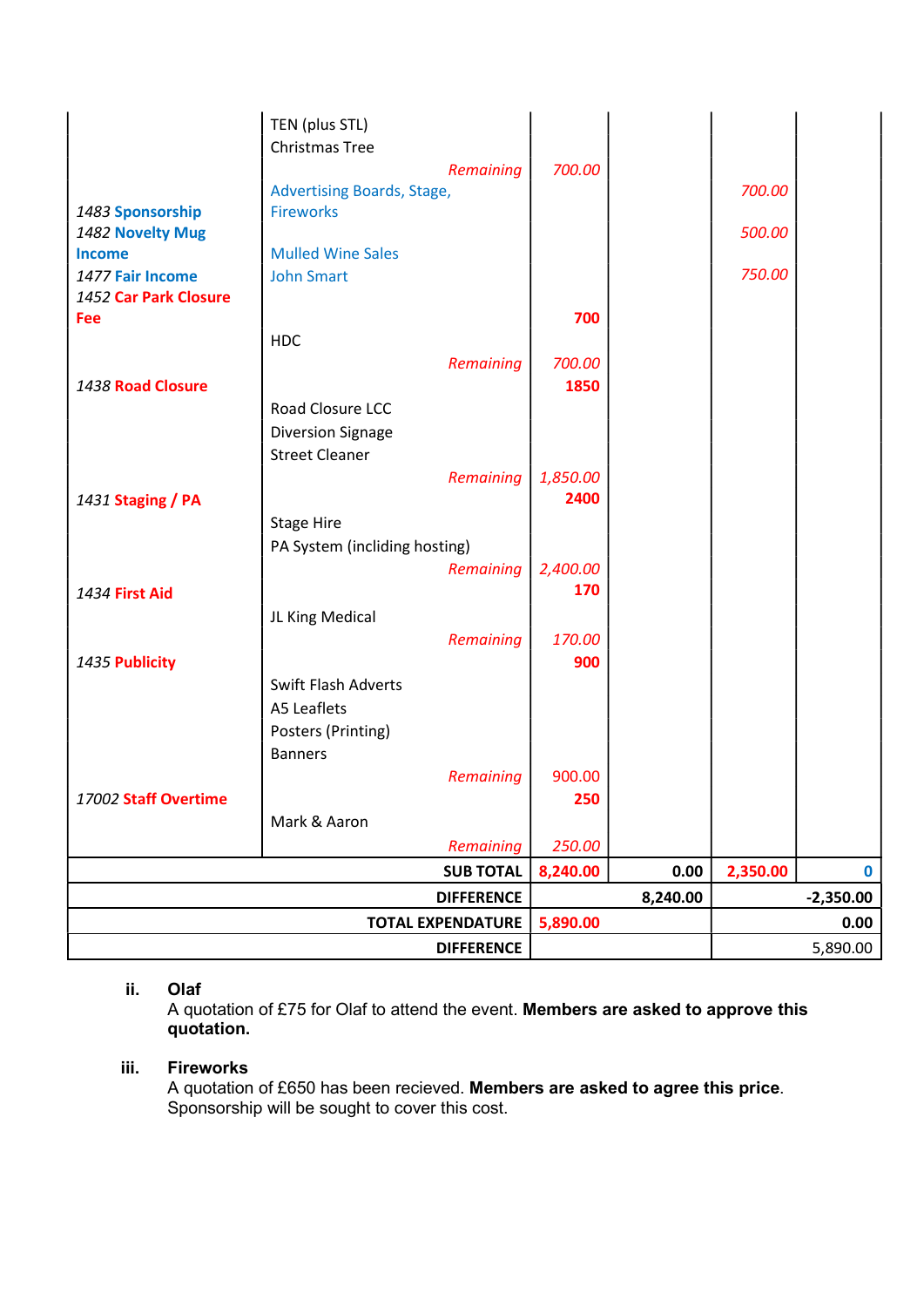| | | | | | |
|---|---|---|---|---|---|
| | TEN (plus STL) | | | | |
| | Christmas Tree | | | | |
| | *Remaining* | *700.00* | | | |
| *1483* **Sponsorship** | Advertising Boards, Stage, Fireworks | | | *700.00* | |
| *1482* **Novelty Mug Income** | Mulled Wine Sales | | | *500.00* | |
| *1477* **Fair Income** | John Smart | | | *750.00* | |
| *1452* **Car Park Closure Fee** | | **700** | | | |
| | HDC | | | | |
| | *Remaining* | *700.00* | | | |
| *1438* **Road Closure** | | **1850** | | | |
| | Road Closure LCC | | | | |
| | Diversion Signage | | | | |
| | Street Cleaner | | | | |
| | *Remaining* | *1,850.00* | | | |
| *1431* **Staging / PA** | | **2400** | | | |
| | Stage Hire | | | | |
| | PA System (incliding hosting) | | | | |
| | *Remaining* | *2,400.00* | | | |
| *1434* **First Aid** | | **170** | | | |
| | JL King Medical | | | | |
| | *Remaining* | *170.00* | | | |
| *1435* **Publicity** | | **900** | | | |
| | Swift Flash Adverts | | | | |
| | A5 Leaflets | | | | |
| | Posters (Printing) | | | | |
| | Banners | | | | |
| | *Remaining* | 900.00 | | | |
| *17002* **Staff Overtime** | | **250** | | | |
| | Mark & Aaron | | | | |
| | *Remaining* | *250.00* | | | |
| | **SUB TOTAL** | **8,240.00** | **0.00** | **2,350.00** | **0** |
| | **DIFFERENCE** | | **8,240.00** | | **-2,350.00** |
| | **TOTAL EXPENDATURE** | **5,890.00** | | | **0.00** |
| | **DIFFERENCE** | | | | 5,890.00 |

ii. **Olaf**
A quotation of £75 for Olaf to attend the event. **Members are asked to approve this quotation.**

iii. **Fireworks**
A quotation of £650 has been recieved. **Members are asked to agree this price**. Sponsorship will be sought to cover this cost.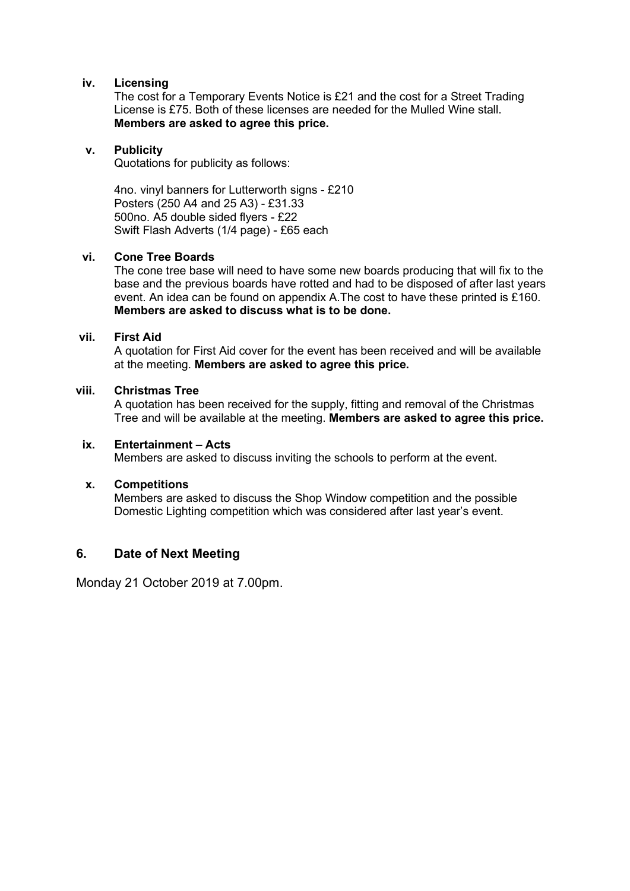**iv. Licensing**

The cost for a Temporary Events Notice is £21 and the cost for a Street Trading License is £75. Both of these licenses are needed for the Mulled Wine stall. **Members are asked to agree this price.**

**v. Publicity**

Quotations for publicity as follows:

4no. vinyl banners for Lutterworth signs - £210
Posters (250 A4 and 25 A3) - £31.33
500no. A5 double sided flyers - £22
Swift Flash Adverts (1/4 page) - £65 each

**vi. Cone Tree Boards**

The cone tree base will need to have some new boards producing that will fix to the base and the previous boards have rotted and had to be disposed of after last years event. An idea can be found on appendix A.The cost to have these printed is £160. **Members are asked to discuss what is to be done.**

**vii. First Aid**

A quotation for First Aid cover for the event has been received and will be available at the meeting. **Members are asked to agree this price.**

**viii. Christmas Tree**

A quotation has been received for the supply, fitting and removal of the Christmas Tree and will be available at the meeting. **Members are asked to agree this price.**

**ix. Entertainment – Acts**

Members are asked to discuss inviting the schools to perform at the event.

**x. Competitions**

Members are asked to discuss the Shop Window competition and the possible Domestic Lighting competition which was considered after last year's event.

## 6. Date of Next Meeting

Monday 21 October 2019 at 7.00pm.